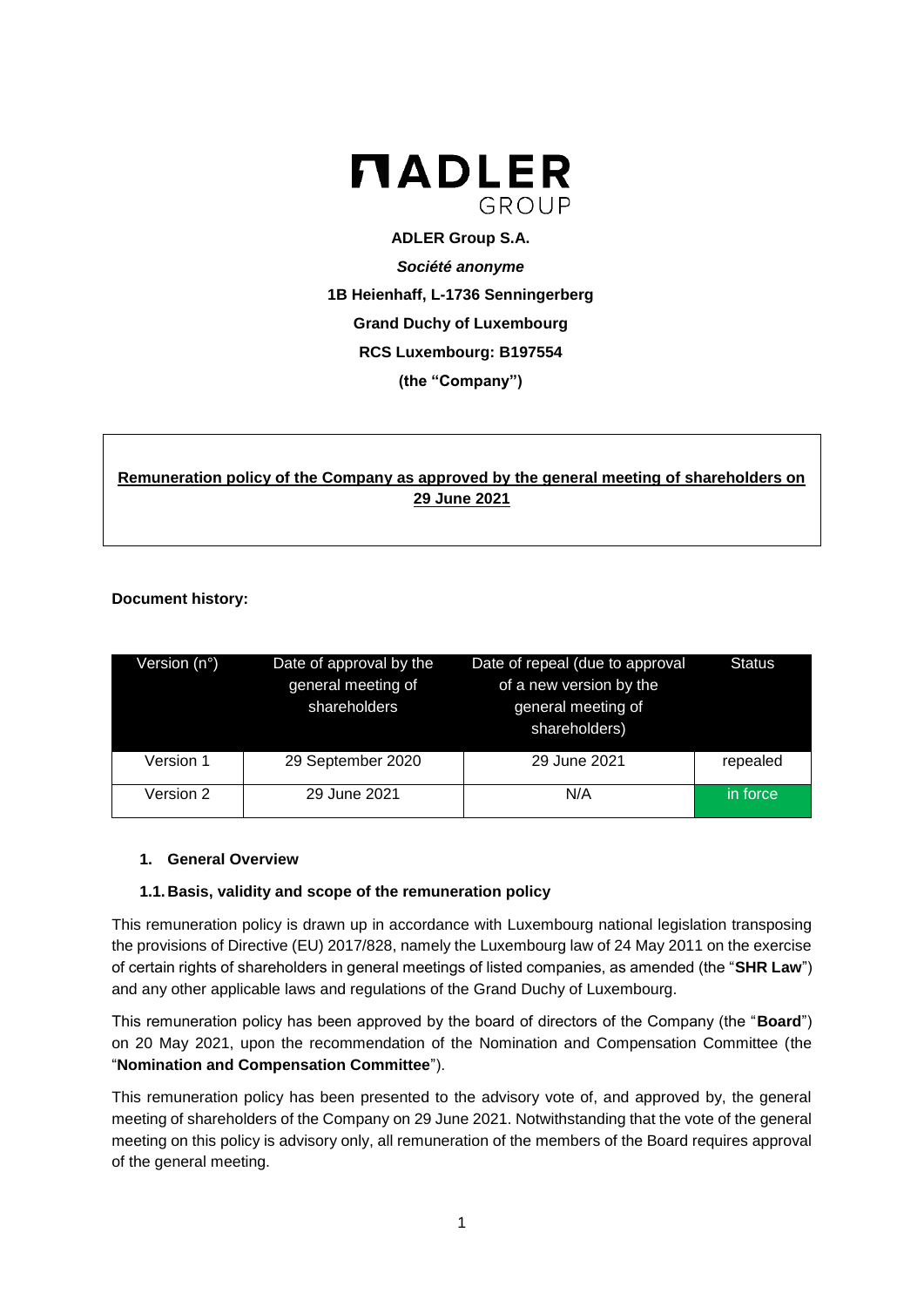**ADLER GROUP**

**ADLER Group S.A.**

***Société anonyme***

**1B Heienhaff, L-1736 Senningerberg**

**Grand Duchy of Luxembourg**

**RCS Luxembourg: B197554**

**(the "Company")**

**Remuneration policy of the Company as approved by the general meeting of shareholders on 29 June 2021**

**Document history:**

| Version (n°) | Date of approval by the general meeting of shareholders | Date of repeal (due to approval of a new version by the general meeting of shareholders) | Status |
|---|---|---|---|
| Version 1 | 29 September 2020 | 29 June 2021 | repealed |
| Version 2 | 29 June 2021 | N/A | in force |

## 1. General Overview

### 1.1. Basis, validity and scope of the remuneration policy

This remuneration policy is drawn up in accordance with Luxembourg national legislation transposing the provisions of Directive (EU) 2017/828, namely the Luxembourg law of 24 May 2011 on the exercise of certain rights of shareholders in general meetings of listed companies, as amended (the "**SHR Law**") and any other applicable laws and regulations of the Grand Duchy of Luxembourg.

This remuneration policy has been approved by the board of directors of the Company (the "**Board**") on 20 May 2021, upon the recommendation of the Nomination and Compensation Committee (the "**Nomination and Compensation Committee**").

This remuneration policy has been presented to the advisory vote of, and approved by, the general meeting of shareholders of the Company on 29 June 2021. Notwithstanding that the vote of the general meeting on this policy is advisory only, all remuneration of the members of the Board requires approval of the general meeting.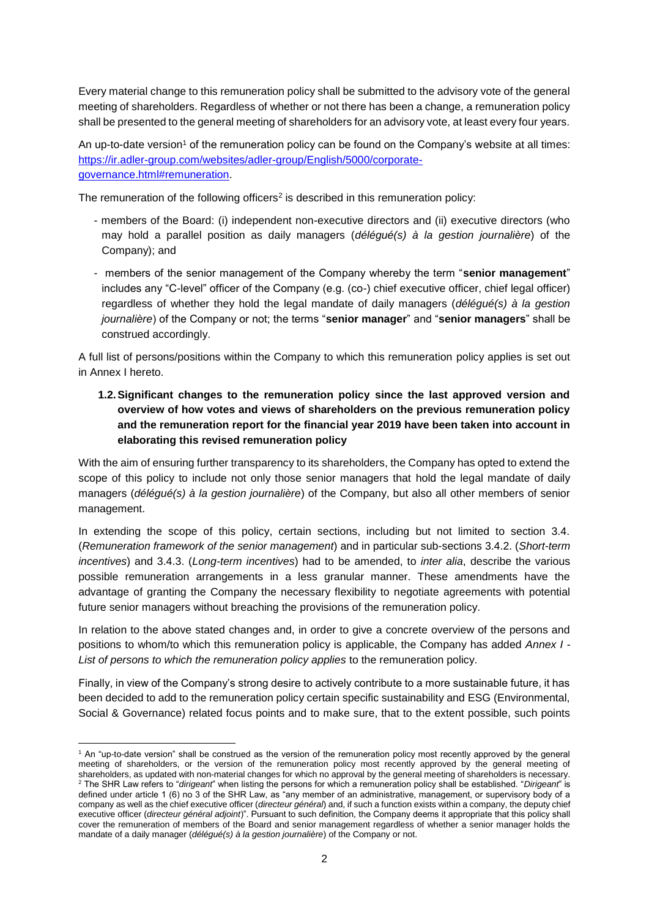Every material change to this remuneration policy shall be submitted to the advisory vote of the general meeting of shareholders. Regardless of whether or not there has been a change, a remuneration policy shall be presented to the general meeting of shareholders for an advisory vote, at least every four years.

An up-to-date version[1] of the remuneration policy can be found on the Company's website at all times: [https://ir.adler-group.com/websites/adler-group/English/5000/corporate-governance.html#remuneration](https://ir.adler-group.com/websites/adler-group/English/5000/corporate-governance.html#remuneration).

The remuneration of the following officers[2] is described in this remuneration policy:

- members of the Board: (i) independent non-executive directors and (ii) executive directors (who may hold a parallel position as daily managers (*délégué(s) à la gestion journalière*) of the Company); and
- members of the senior management of the Company whereby the term "**senior management**" includes any "C-level" officer of the Company (e.g. (co-) chief executive officer, chief legal officer) regardless of whether they hold the legal mandate of daily managers (*délégué(s) à la gestion journalière*) of the Company or not; the terms "**senior manager**" and "**senior managers**" shall be construed accordingly.

A full list of persons/positions within the Company to which this remuneration policy applies is set out in Annex I hereto.

### 1.2. Significant changes to the remuneration policy since the last approved version and overview of how votes and views of shareholders on the previous remuneration policy and the remuneration report for the financial year 2019 have been taken into account in elaborating this revised remuneration policy

With the aim of ensuring further transparency to its shareholders, the Company has opted to extend the scope of this policy to include not only those senior managers that hold the legal mandate of daily managers (*délégué(s) à la gestion journalière*) of the Company, but also all other members of senior management.

In extending the scope of this policy, certain sections, including but not limited to section 3.4. (*Remuneration framework of the senior management*) and in particular sub-sections 3.4.2. (*Short-term incentives*) and 3.4.3. (*Long-term incentives*) had to be amended, to *inter alia*, describe the various possible remuneration arrangements in a less granular manner. These amendments have the advantage of granting the Company the necessary flexibility to negotiate agreements with potential future senior managers without breaching the provisions of the remuneration policy.

In relation to the above stated changes and, in order to give a concrete overview of the persons and positions to whom/to which this remuneration policy is applicable, the Company has added *Annex I - List of persons to which the remuneration policy applies* to the remuneration policy.

Finally, in view of the Company's strong desire to actively contribute to a more sustainable future, it has been decided to add to the remuneration policy certain specific sustainability and ESG (Environmental, Social & Governance) related focus points and to make sure, that to the extent possible, such points

---

[1] An "up-to-date version" shall be construed as the version of the remuneration policy most recently approved by the general meeting of shareholders, or the version of the remuneration policy most recently approved by the general meeting of shareholders, as updated with non-material changes for which no approval by the general meeting of shareholders is necessary.

[2] The SHR Law refers to "*dirigeant*" when listing the persons for which a remuneration policy shall be established. "*Dirigeant*" is defined under article 1 (6) no 3 of the SHR Law, as "any member of an administrative, management, or supervisory body of a company as well as the chief executive officer (*directeur général*) and, if such a function exists within a company, the deputy chief executive officer (*directeur général adjoint*)". Pursuant to such definition, the Company deems it appropriate that this policy shall cover the remuneration of members of the Board and senior management regardless of whether a senior manager holds the mandate of a daily manager (*délégué(s) à la gestion journalière*) of the Company or not.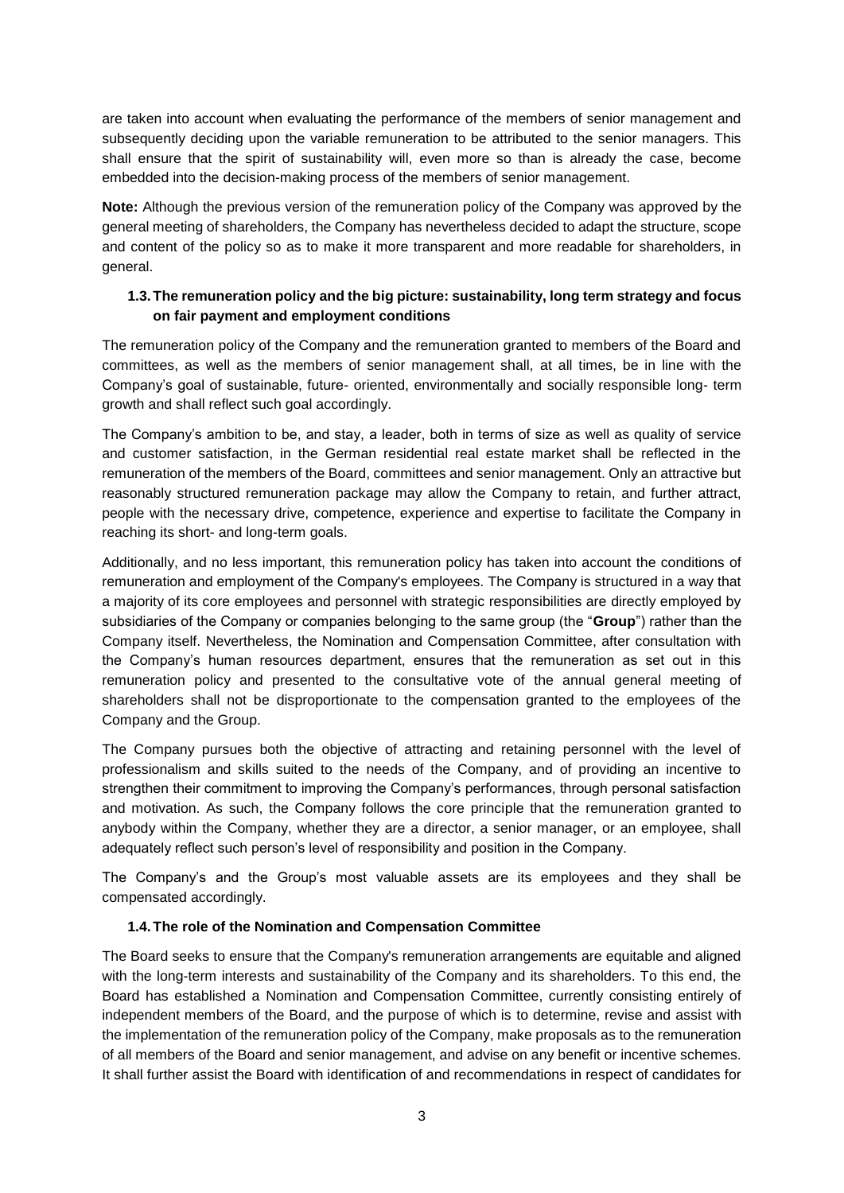are taken into account when evaluating the performance of the members of senior management and subsequently deciding upon the variable remuneration to be attributed to the senior managers. This shall ensure that the spirit of sustainability will, even more so than is already the case, become embedded into the decision-making process of the members of senior management.

**Note:** Although the previous version of the remuneration policy of the Company was approved by the general meeting of shareholders, the Company has nevertheless decided to adapt the structure, scope and content of the policy so as to make it more transparent and more readable for shareholders, in general.

### 1.3. The remuneration policy and the big picture: sustainability, long term strategy and focus on fair payment and employment conditions

The remuneration policy of the Company and the remuneration granted to members of the Board and committees, as well as the members of senior management shall, at all times, be in line with the Company's goal of sustainable, future- oriented, environmentally and socially responsible long- term growth and shall reflect such goal accordingly.

The Company's ambition to be, and stay, a leader, both in terms of size as well as quality of service and customer satisfaction, in the German residential real estate market shall be reflected in the remuneration of the members of the Board, committees and senior management. Only an attractive but reasonably structured remuneration package may allow the Company to retain, and further attract, people with the necessary drive, competence, experience and expertise to facilitate the Company in reaching its short- and long-term goals.

Additionally, and no less important, this remuneration policy has taken into account the conditions of remuneration and employment of the Company's employees. The Company is structured in a way that a majority of its core employees and personnel with strategic responsibilities are directly employed by subsidiaries of the Company or companies belonging to the same group (the "**Group**") rather than the Company itself. Nevertheless, the Nomination and Compensation Committee, after consultation with the Company's human resources department, ensures that the remuneration as set out in this remuneration policy and presented to the consultative vote of the annual general meeting of shareholders shall not be disproportionate to the compensation granted to the employees of the Company and the Group.

The Company pursues both the objective of attracting and retaining personnel with the level of professionalism and skills suited to the needs of the Company, and of providing an incentive to strengthen their commitment to improving the Company's performances, through personal satisfaction and motivation. As such, the Company follows the core principle that the remuneration granted to anybody within the Company, whether they are a director, a senior manager, or an employee, shall adequately reflect such person's level of responsibility and position in the Company.

The Company's and the Group's most valuable assets are its employees and they shall be compensated accordingly.

### 1.4. The role of the Nomination and Compensation Committee

The Board seeks to ensure that the Company's remuneration arrangements are equitable and aligned with the long-term interests and sustainability of the Company and its shareholders. To this end, the Board has established a Nomination and Compensation Committee, currently consisting entirely of independent members of the Board, and the purpose of which is to determine, revise and assist with the implementation of the remuneration policy of the Company, make proposals as to the remuneration of all members of the Board and senior management, and advise on any benefit or incentive schemes. It shall further assist the Board with identification of and recommendations in respect of candidates for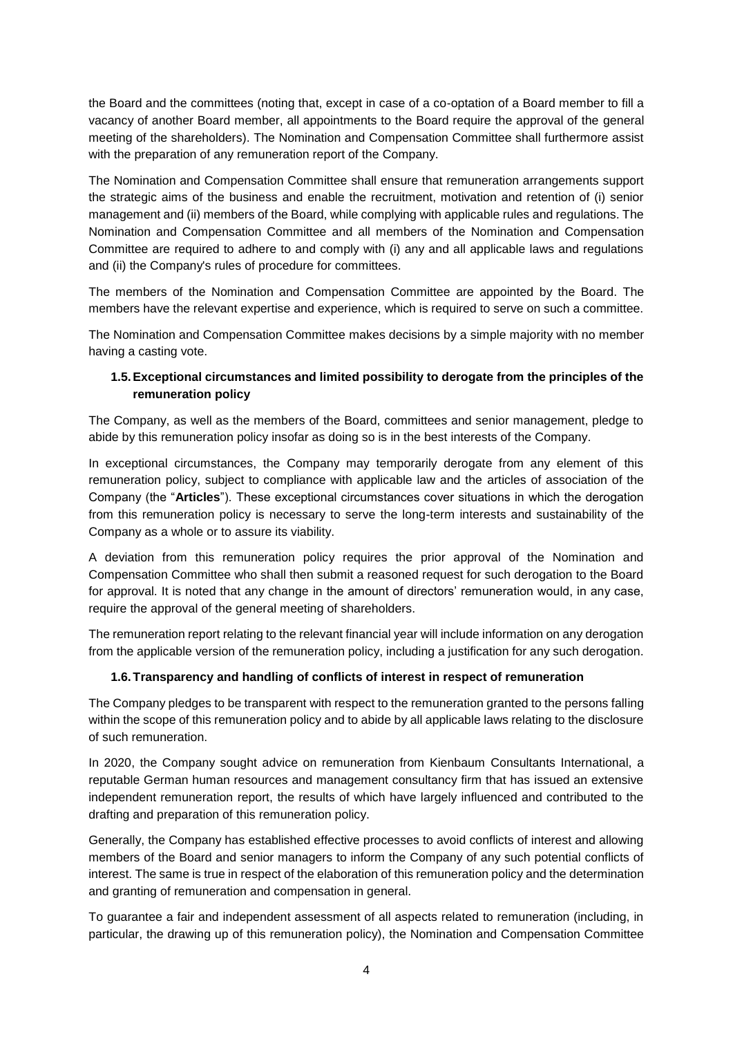the Board and the committees (noting that, except in case of a co-optation of a Board member to fill a vacancy of another Board member, all appointments to the Board require the approval of the general meeting of the shareholders). The Nomination and Compensation Committee shall furthermore assist with the preparation of any remuneration report of the Company.

The Nomination and Compensation Committee shall ensure that remuneration arrangements support the strategic aims of the business and enable the recruitment, motivation and retention of (i) senior management and (ii) members of the Board, while complying with applicable rules and regulations. The Nomination and Compensation Committee and all members of the Nomination and Compensation Committee are required to adhere to and comply with (i) any and all applicable laws and regulations and (ii) the Company's rules of procedure for committees.

The members of the Nomination and Compensation Committee are appointed by the Board. The members have the relevant expertise and experience, which is required to serve on such a committee.

The Nomination and Compensation Committee makes decisions by a simple majority with no member having a casting vote.

### 1.5. Exceptional circumstances and limited possibility to derogate from the principles of the remuneration policy

The Company, as well as the members of the Board, committees and senior management, pledge to abide by this remuneration policy insofar as doing so is in the best interests of the Company.

In exceptional circumstances, the Company may temporarily derogate from any element of this remuneration policy, subject to compliance with applicable law and the articles of association of the Company (the "**Articles**"). These exceptional circumstances cover situations in which the derogation from this remuneration policy is necessary to serve the long-term interests and sustainability of the Company as a whole or to assure its viability.

A deviation from this remuneration policy requires the prior approval of the Nomination and Compensation Committee who shall then submit a reasoned request for such derogation to the Board for approval. It is noted that any change in the amount of directors' remuneration would, in any case, require the approval of the general meeting of shareholders.

The remuneration report relating to the relevant financial year will include information on any derogation from the applicable version of the remuneration policy, including a justification for any such derogation.

### 1.6. Transparency and handling of conflicts of interest in respect of remuneration

The Company pledges to be transparent with respect to the remuneration granted to the persons falling within the scope of this remuneration policy and to abide by all applicable laws relating to the disclosure of such remuneration.

In 2020, the Company sought advice on remuneration from Kienbaum Consultants International, a reputable German human resources and management consultancy firm that has issued an extensive independent remuneration report, the results of which have largely influenced and contributed to the drafting and preparation of this remuneration policy.

Generally, the Company has established effective processes to avoid conflicts of interest and allowing members of the Board and senior managers to inform the Company of any such potential conflicts of interest. The same is true in respect of the elaboration of this remuneration policy and the determination and granting of remuneration and compensation in general.

To guarantee a fair and independent assessment of all aspects related to remuneration (including, in particular, the drawing up of this remuneration policy), the Nomination and Compensation Committee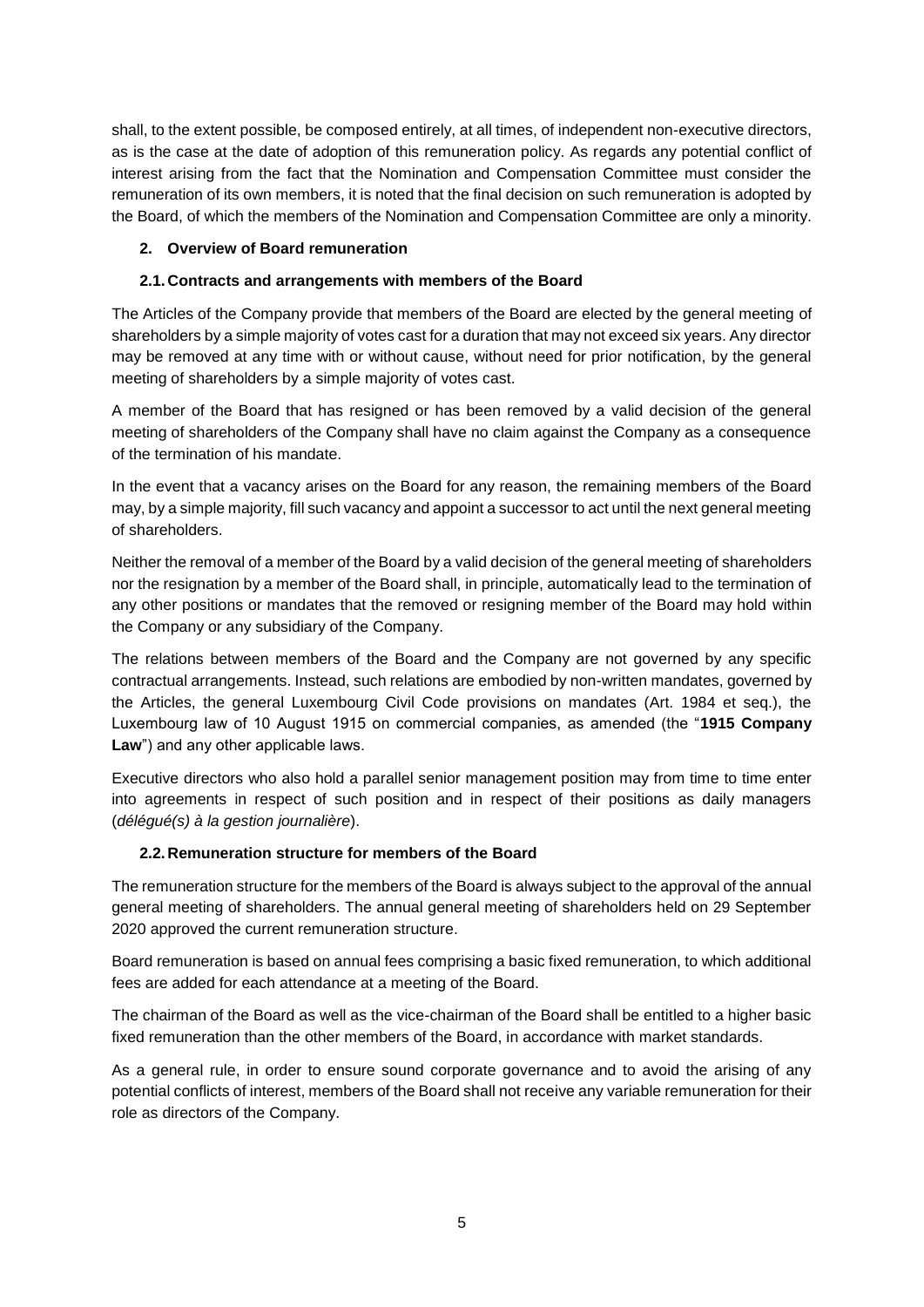shall, to the extent possible, be composed entirely, at all times, of independent non-executive directors, as is the case at the date of adoption of this remuneration policy. As regards any potential conflict of interest arising from the fact that the Nomination and Compensation Committee must consider the remuneration of its own members, it is noted that the final decision on such remuneration is adopted by the Board, of which the members of the Nomination and Compensation Committee are only a minority.

## 2. Overview of Board remuneration

### 2.1. Contracts and arrangements with members of the Board

The Articles of the Company provide that members of the Board are elected by the general meeting of shareholders by a simple majority of votes cast for a duration that may not exceed six years. Any director may be removed at any time with or without cause, without need for prior notification, by the general meeting of shareholders by a simple majority of votes cast.

A member of the Board that has resigned or has been removed by a valid decision of the general meeting of shareholders of the Company shall have no claim against the Company as a consequence of the termination of his mandate.

In the event that a vacancy arises on the Board for any reason, the remaining members of the Board may, by a simple majority, fill such vacancy and appoint a successor to act until the next general meeting of shareholders.

Neither the removal of a member of the Board by a valid decision of the general meeting of shareholders nor the resignation by a member of the Board shall, in principle, automatically lead to the termination of any other positions or mandates that the removed or resigning member of the Board may hold within the Company or any subsidiary of the Company.

The relations between members of the Board and the Company are not governed by any specific contractual arrangements. Instead, such relations are embodied by non-written mandates, governed by the Articles, the general Luxembourg Civil Code provisions on mandates (Art. 1984 et seq.), the Luxembourg law of 10 August 1915 on commercial companies, as amended (the "**1915 Company Law**") and any other applicable laws.

Executive directors who also hold a parallel senior management position may from time to time enter into agreements in respect of such position and in respect of their positions as daily managers (*délégué(s) à la gestion journalière*).

### 2.2. Remuneration structure for members of the Board

The remuneration structure for the members of the Board is always subject to the approval of the annual general meeting of shareholders. The annual general meeting of shareholders held on 29 September 2020 approved the current remuneration structure.

Board remuneration is based on annual fees comprising a basic fixed remuneration, to which additional fees are added for each attendance at a meeting of the Board.

The chairman of the Board as well as the vice-chairman of the Board shall be entitled to a higher basic fixed remuneration than the other members of the Board, in accordance with market standards.

As a general rule, in order to ensure sound corporate governance and to avoid the arising of any potential conflicts of interest, members of the Board shall not receive any variable remuneration for their role as directors of the Company.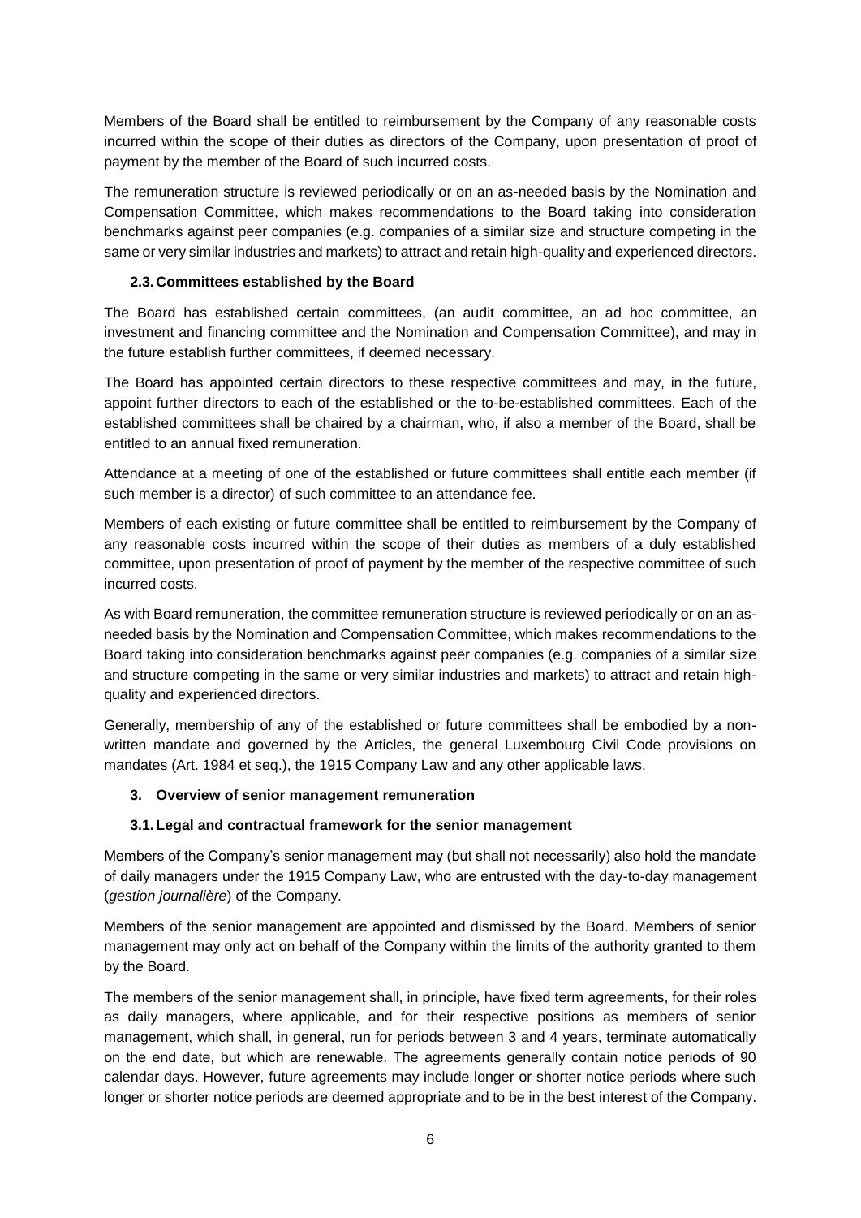Members of the Board shall be entitled to reimbursement by the Company of any reasonable costs incurred within the scope of their duties as directors of the Company, upon presentation of proof of payment by the member of the Board of such incurred costs.

The remuneration structure is reviewed periodically or on an as-needed basis by the Nomination and Compensation Committee, which makes recommendations to the Board taking into consideration benchmarks against peer companies (e.g. companies of a similar size and structure competing in the same or very similar industries and markets) to attract and retain high-quality and experienced directors.

### 2.3. Committees established by the Board

The Board has established certain committees, (an audit committee, an ad hoc committee, an investment and financing committee and the Nomination and Compensation Committee), and may in the future establish further committees, if deemed necessary.

The Board has appointed certain directors to these respective committees and may, in the future, appoint further directors to each of the established or the to-be-established committees. Each of the established committees shall be chaired by a chairman, who, if also a member of the Board, shall be entitled to an annual fixed remuneration.

Attendance at a meeting of one of the established or future committees shall entitle each member (if such member is a director) of such committee to an attendance fee.

Members of each existing or future committee shall be entitled to reimbursement by the Company of any reasonable costs incurred within the scope of their duties as members of a duly established committee, upon presentation of proof of payment by the member of the respective committee of such incurred costs.

As with Board remuneration, the committee remuneration structure is reviewed periodically or on an as-needed basis by the Nomination and Compensation Committee, which makes recommendations to the Board taking into consideration benchmarks against peer companies (e.g. companies of a similar size and structure competing in the same or very similar industries and markets) to attract and retain high-quality and experienced directors.

Generally, membership of any of the established or future committees shall be embodied by a non-written mandate and governed by the Articles, the general Luxembourg Civil Code provisions on mandates (Art. 1984 et seq.), the 1915 Company Law and any other applicable laws.

## 3. Overview of senior management remuneration

### 3.1. Legal and contractual framework for the senior management

Members of the Company's senior management may (but shall not necessarily) also hold the mandate of daily managers under the 1915 Company Law, who are entrusted with the day-to-day management (*gestion journalière*) of the Company.

Members of the senior management are appointed and dismissed by the Board. Members of senior management may only act on behalf of the Company within the limits of the authority granted to them by the Board.

The members of the senior management shall, in principle, have fixed term agreements, for their roles as daily managers, where applicable, and for their respective positions as members of senior management, which shall, in general, run for periods between 3 and 4 years, terminate automatically on the end date, but which are renewable. The agreements generally contain notice periods of 90 calendar days. However, future agreements may include longer or shorter notice periods where such longer or shorter notice periods are deemed appropriate and to be in the best interest of the Company.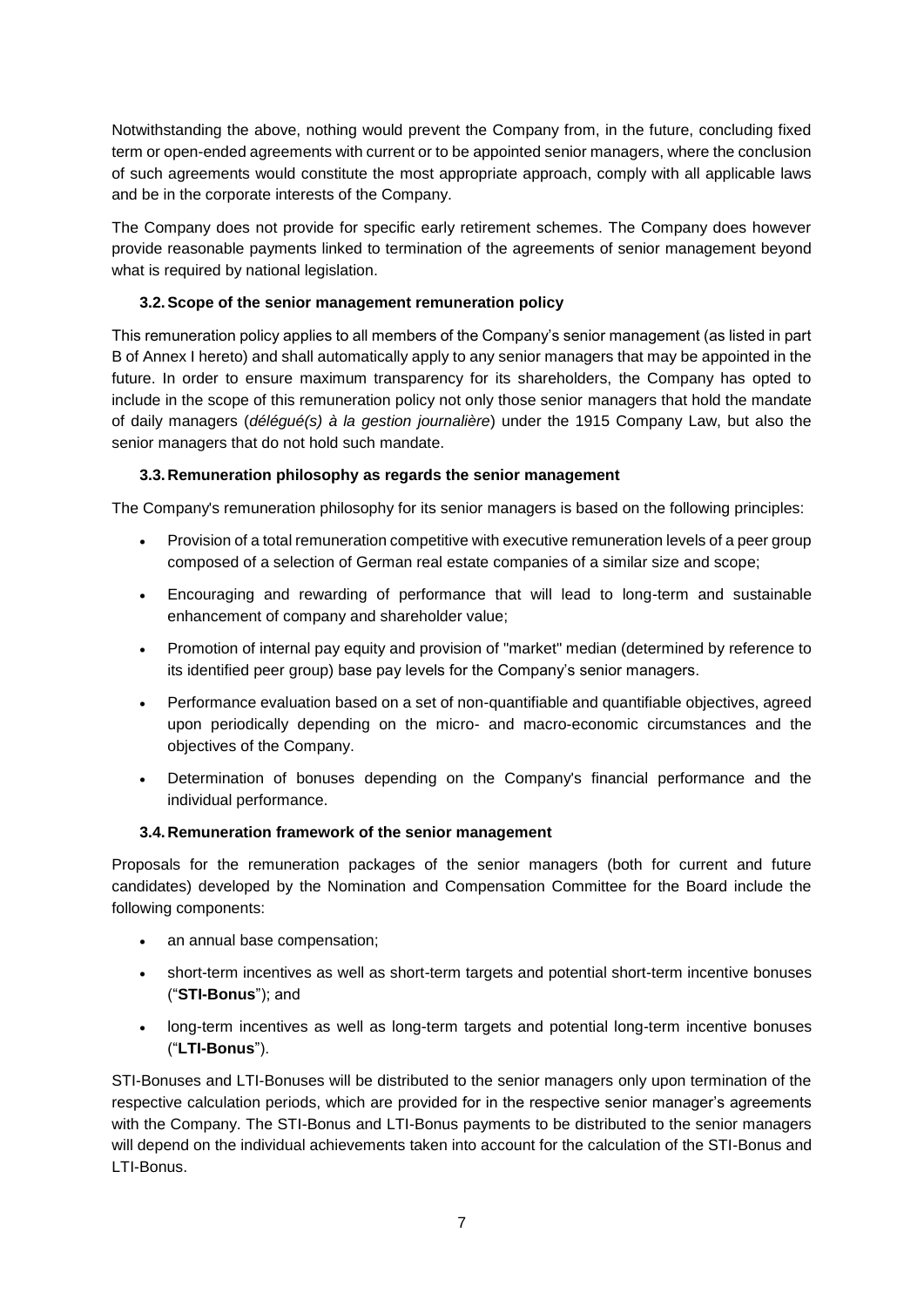Notwithstanding the above, nothing would prevent the Company from, in the future, concluding fixed term or open-ended agreements with current or to be appointed senior managers, where the conclusion of such agreements would constitute the most appropriate approach, comply with all applicable laws and be in the corporate interests of the Company.

The Company does not provide for specific early retirement schemes. The Company does however provide reasonable payments linked to termination of the agreements of senior management beyond what is required by national legislation.

### 3.2. Scope of the senior management remuneration policy

This remuneration policy applies to all members of the Company's senior management (as listed in part B of Annex I hereto) and shall automatically apply to any senior managers that may be appointed in the future. In order to ensure maximum transparency for its shareholders, the Company has opted to include in the scope of this remuneration policy not only those senior managers that hold the mandate of daily managers (*délégué(s) à la gestion journalière*) under the 1915 Company Law, but also the senior managers that do not hold such mandate.

### 3.3. Remuneration philosophy as regards the senior management

The Company's remuneration philosophy for its senior managers is based on the following principles:

- Provision of a total remuneration competitive with executive remuneration levels of a peer group composed of a selection of German real estate companies of a similar size and scope;
- Encouraging and rewarding of performance that will lead to long-term and sustainable enhancement of company and shareholder value;
- Promotion of internal pay equity and provision of "market" median (determined by reference to its identified peer group) base pay levels for the Company's senior managers.
- Performance evaluation based on a set of non-quantifiable and quantifiable objectives, agreed upon periodically depending on the micro- and macro-economic circumstances and the objectives of the Company.
- Determination of bonuses depending on the Company's financial performance and the individual performance.

### 3.4. Remuneration framework of the senior management

Proposals for the remuneration packages of the senior managers (both for current and future candidates) developed by the Nomination and Compensation Committee for the Board include the following components:

- an annual base compensation;
- short-term incentives as well as short-term targets and potential short-term incentive bonuses ("**STI-Bonus**"); and
- long-term incentives as well as long-term targets and potential long-term incentive bonuses ("**LTI-Bonus**").

STI-Bonuses and LTI-Bonuses will be distributed to the senior managers only upon termination of the respective calculation periods, which are provided for in the respective senior manager's agreements with the Company. The STI-Bonus and LTI-Bonus payments to be distributed to the senior managers will depend on the individual achievements taken into account for the calculation of the STI-Bonus and LTI-Bonus.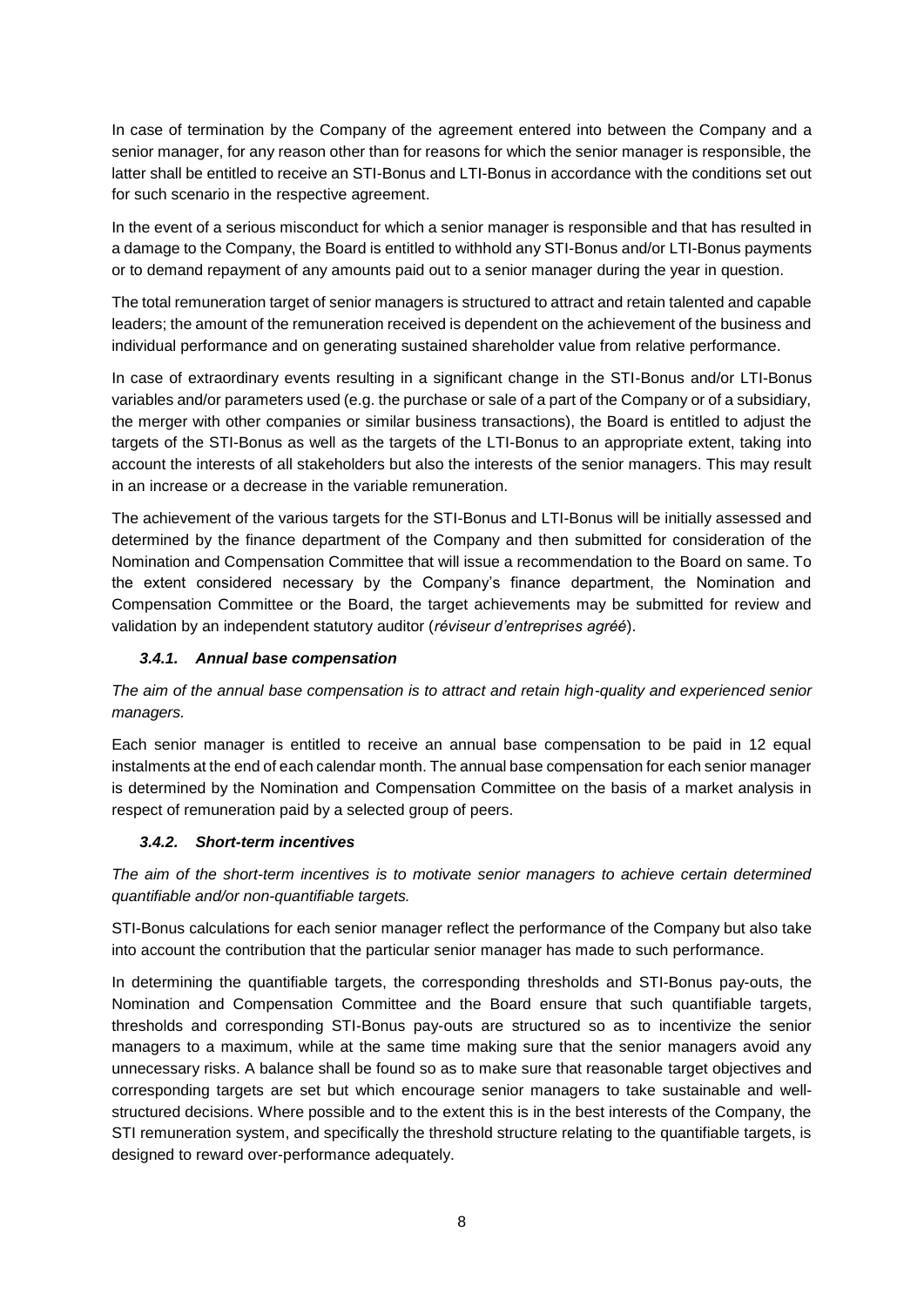In case of termination by the Company of the agreement entered into between the Company and a senior manager, for any reason other than for reasons for which the senior manager is responsible, the latter shall be entitled to receive an STI-Bonus and LTI-Bonus in accordance with the conditions set out for such scenario in the respective agreement.

In the event of a serious misconduct for which a senior manager is responsible and that has resulted in a damage to the Company, the Board is entitled to withhold any STI-Bonus and/or LTI-Bonus payments or to demand repayment of any amounts paid out to a senior manager during the year in question.

The total remuneration target of senior managers is structured to attract and retain talented and capable leaders; the amount of the remuneration received is dependent on the achievement of the business and individual performance and on generating sustained shareholder value from relative performance.

In case of extraordinary events resulting in a significant change in the STI-Bonus and/or LTI-Bonus variables and/or parameters used (e.g. the purchase or sale of a part of the Company or of a subsidiary, the merger with other companies or similar business transactions), the Board is entitled to adjust the targets of the STI-Bonus as well as the targets of the LTI-Bonus to an appropriate extent, taking into account the interests of all stakeholders but also the interests of the senior managers. This may result in an increase or a decrease in the variable remuneration.

The achievement of the various targets for the STI-Bonus and LTI-Bonus will be initially assessed and determined by the finance department of the Company and then submitted for consideration of the Nomination and Compensation Committee that will issue a recommendation to the Board on same. To the extent considered necessary by the Company's finance department, the Nomination and Compensation Committee or the Board, the target achievements may be submitted for review and validation by an independent statutory auditor (*réviseur d'entreprises agréé*).

### *3.4.1. Annual base compensation*

*The aim of the annual base compensation is to attract and retain high-quality and experienced senior managers.*

Each senior manager is entitled to receive an annual base compensation to be paid in 12 equal instalments at the end of each calendar month. The annual base compensation for each senior manager is determined by the Nomination and Compensation Committee on the basis of a market analysis in respect of remuneration paid by a selected group of peers.

### *3.4.2. Short-term incentives*

*The aim of the short-term incentives is to motivate senior managers to achieve certain determined quantifiable and/or non-quantifiable targets.*

STI-Bonus calculations for each senior manager reflect the performance of the Company but also take into account the contribution that the particular senior manager has made to such performance.

In determining the quantifiable targets, the corresponding thresholds and STI-Bonus pay-outs, the Nomination and Compensation Committee and the Board ensure that such quantifiable targets, thresholds and corresponding STI-Bonus pay-outs are structured so as to incentivize the senior managers to a maximum, while at the same time making sure that the senior managers avoid any unnecessary risks. A balance shall be found so as to make sure that reasonable target objectives and corresponding targets are set but which encourage senior managers to take sustainable and well-structured decisions. Where possible and to the extent this is in the best interests of the Company, the STI remuneration system, and specifically the threshold structure relating to the quantifiable targets, is designed to reward over-performance adequately.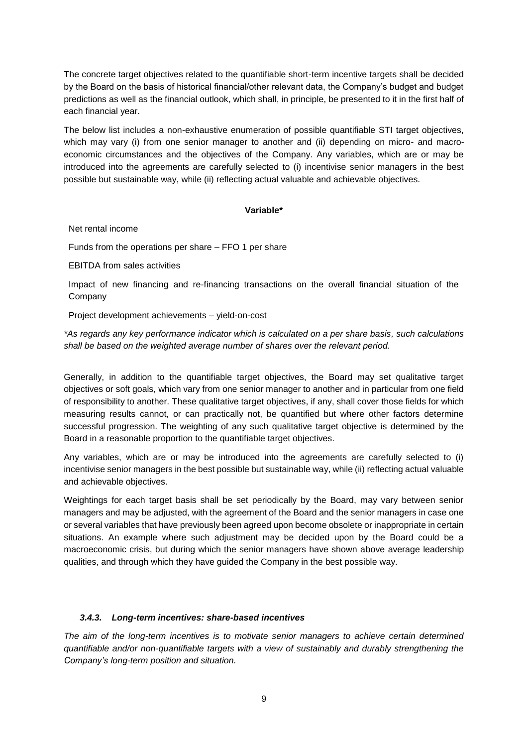The concrete target objectives related to the quantifiable short-term incentive targets shall be decided by the Board on the basis of historical financial/other relevant data, the Company's budget and budget predictions as well as the financial outlook, which shall, in principle, be presented to it in the first half of each financial year.

The below list includes a non-exhaustive enumeration of possible quantifiable STI target objectives, which may vary (i) from one senior manager to another and (ii) depending on micro- and macro-economic circumstances and the objectives of the Company. Any variables, which are or may be introduced into the agreements are carefully selected to (i) incentivise senior managers in the best possible but sustainable way, while (ii) reflecting actual valuable and achievable objectives.

| **Variable*** |
|---|
| Net rental income |
| Funds from the operations per share – FFO 1 per share |
| EBITDA from sales activities |
| Impact of new financing and re-financing transactions on the overall financial situation of the Company |
| Project development achievements – yield-on-cost |

*\*As regards any key performance indicator which is calculated on a per share basis, such calculations shall be based on the weighted average number of shares over the relevant period.*

Generally, in addition to the quantifiable target objectives, the Board may set qualitative target objectives or soft goals, which vary from one senior manager to another and in particular from one field of responsibility to another. These qualitative target objectives, if any, shall cover those fields for which measuring results cannot, or can practically not, be quantified but where other factors determine successful progression. The weighting of any such qualitative target objective is determined by the Board in a reasonable proportion to the quantifiable target objectives.

Any variables, which are or may be introduced into the agreements are carefully selected to (i) incentivise senior managers in the best possible but sustainable way, while (ii) reflecting actual valuable and achievable objectives.

Weightings for each target basis shall be set periodically by the Board, may vary between senior managers and may be adjusted, with the agreement of the Board and the senior managers in case one or several variables that have previously been agreed upon become obsolete or inappropriate in certain situations. An example where such adjustment may be decided upon by the Board could be a macroeconomic crisis, but during which the senior managers have shown above average leadership qualities, and through which they have guided the Company in the best possible way.

#### *3.4.3. Long-term incentives: share-based incentives*

*The aim of the long-term incentives is to motivate senior managers to achieve certain determined quantifiable and/or non-quantifiable targets with a view of sustainably and durably strengthening the Company's long-term position and situation.*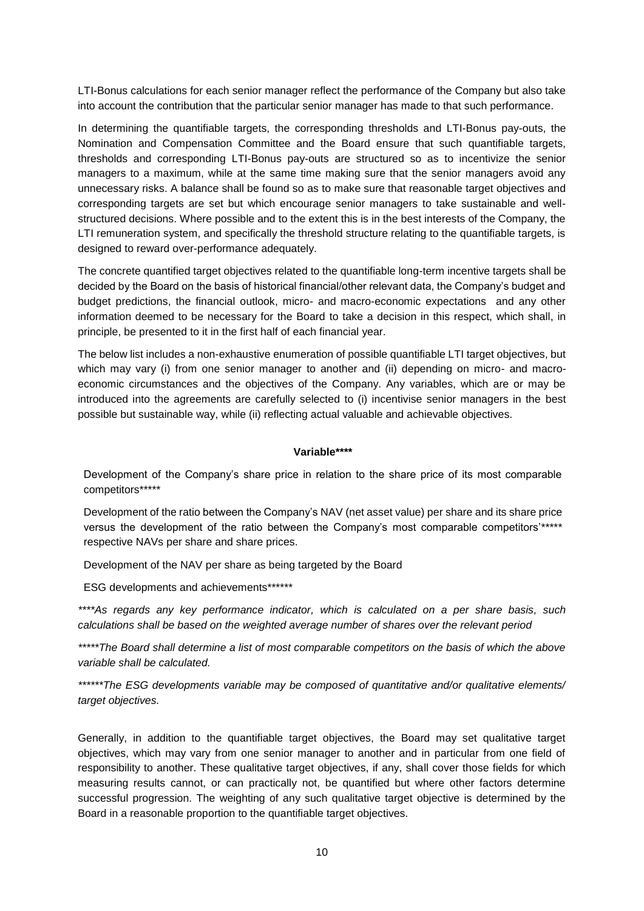LTI-Bonus calculations for each senior manager reflect the performance of the Company but also take into account the contribution that the particular senior manager has made to that such performance.

In determining the quantifiable targets, the corresponding thresholds and LTI-Bonus pay-outs, the Nomination and Compensation Committee and the Board ensure that such quantifiable targets, thresholds and corresponding LTI-Bonus pay-outs are structured so as to incentivize the senior managers to a maximum, while at the same time making sure that the senior managers avoid any unnecessary risks. A balance shall be found so as to make sure that reasonable target objectives and corresponding targets are set but which encourage senior managers to take sustainable and well-structured decisions. Where possible and to the extent this is in the best interests of the Company, the LTI remuneration system, and specifically the threshold structure relating to the quantifiable targets, is designed to reward over-performance adequately.

The concrete quantified target objectives related to the quantifiable long-term incentive targets shall be decided by the Board on the basis of historical financial/other relevant data, the Company's budget and budget predictions, the financial outlook, micro- and macro-economic expectations and any other information deemed to be necessary for the Board to take a decision in this respect, which shall, in principle, be presented to it in the first half of each financial year.

The below list includes a non-exhaustive enumeration of possible quantifiable LTI target objectives, but which may vary (i) from one senior manager to another and (ii) depending on micro- and macro-economic circumstances and the objectives of the Company. Any variables, which are or may be introduced into the agreements are carefully selected to (i) incentivise senior managers in the best possible but sustainable way, while (ii) reflecting actual valuable and achievable objectives.

| **Variable\*\*\*\*** |
|---|
| Development of the Company's share price in relation to the share price of its most comparable competitors\*\*\*\*\* |
| Development of the ratio between the Company's NAV (net asset value) per share and its share price versus the development of the ratio between the Company's most comparable competitors'\*\*\*\*\* respective NAVs per share and share prices. |
| Development of the NAV per share as being targeted by the Board |
| ESG developments and achievements\*\*\*\*\*\* |

*\*\*\*\*As regards any key performance indicator, which is calculated on a per share basis, such calculations shall be based on the weighted average number of shares over the relevant period*

*\*\*\*\*\*The Board shall determine a list of most comparable competitors on the basis of which the above variable shall be calculated.*

*\*\*\*\*\*\*The ESG developments variable may be composed of quantitative and/or qualitative elements/ target objectives.*

Generally, in addition to the quantifiable target objectives, the Board may set qualitative target objectives, which may vary from one senior manager to another and in particular from one field of responsibility to another. These qualitative target objectives, if any, shall cover those fields for which measuring results cannot, or can practically not, be quantified but where other factors determine successful progression. The weighting of any such qualitative target objective is determined by the Board in a reasonable proportion to the quantifiable target objectives.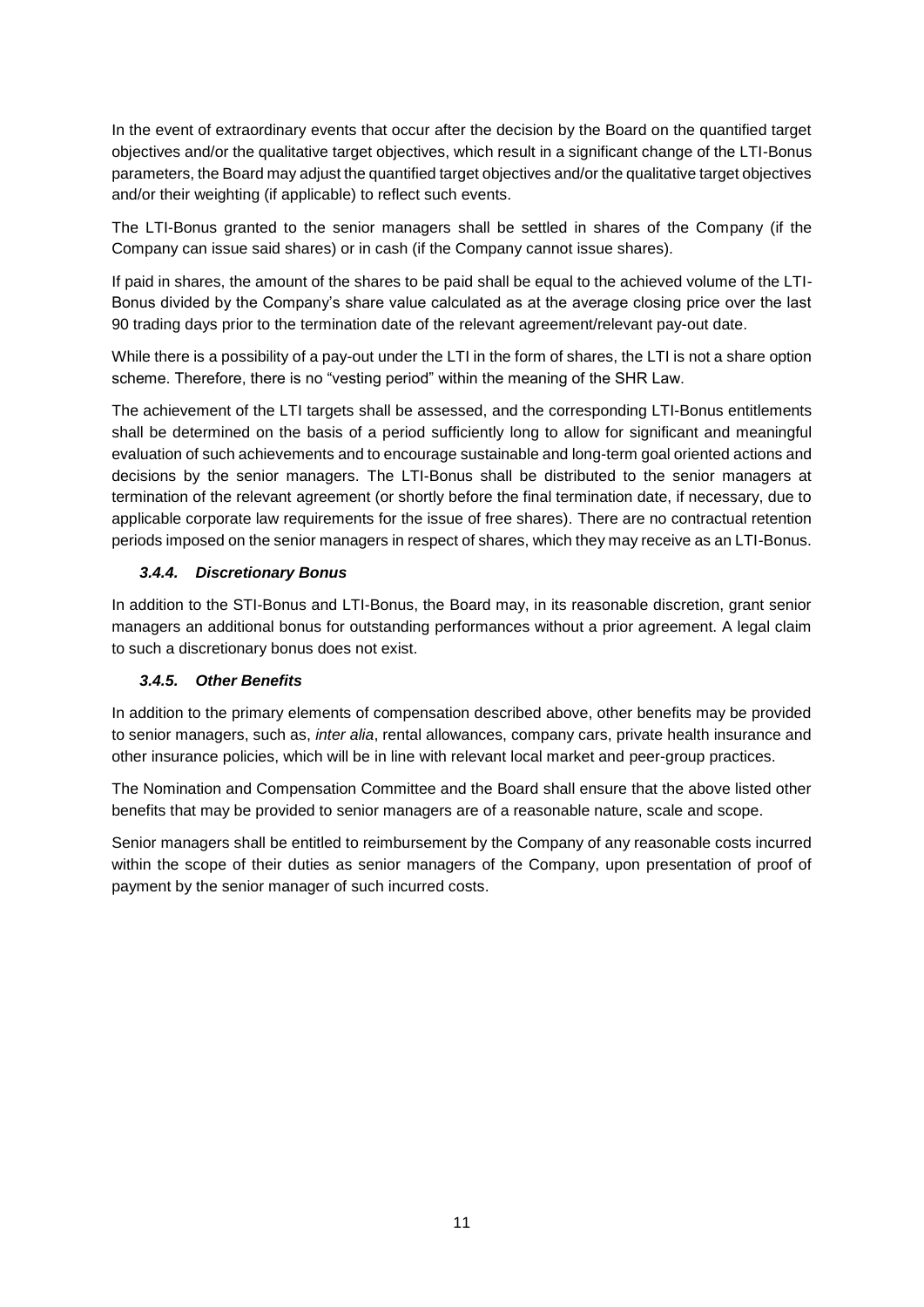In the event of extraordinary events that occur after the decision by the Board on the quantified target objectives and/or the qualitative target objectives, which result in a significant change of the LTI-Bonus parameters, the Board may adjust the quantified target objectives and/or the qualitative target objectives and/or their weighting (if applicable) to reflect such events.

The LTI-Bonus granted to the senior managers shall be settled in shares of the Company (if the Company can issue said shares) or in cash (if the Company cannot issue shares).

If paid in shares, the amount of the shares to be paid shall be equal to the achieved volume of the LTI-Bonus divided by the Company's share value calculated as at the average closing price over the last 90 trading days prior to the termination date of the relevant agreement/relevant pay-out date.

While there is a possibility of a pay-out under the LTI in the form of shares, the LTI is not a share option scheme. Therefore, there is no "vesting period" within the meaning of the SHR Law.

The achievement of the LTI targets shall be assessed, and the corresponding LTI-Bonus entitlements shall be determined on the basis of a period sufficiently long to allow for significant and meaningful evaluation of such achievements and to encourage sustainable and long-term goal oriented actions and decisions by the senior managers. The LTI-Bonus shall be distributed to the senior managers at termination of the relevant agreement (or shortly before the final termination date, if necessary, due to applicable corporate law requirements for the issue of free shares). There are no contractual retention periods imposed on the senior managers in respect of shares, which they may receive as an LTI-Bonus.

#### ***3.4.4. Discretionary Bonus***

In addition to the STI-Bonus and LTI-Bonus, the Board may, in its reasonable discretion, grant senior managers an additional bonus for outstanding performances without a prior agreement. A legal claim to such a discretionary bonus does not exist.

#### ***3.4.5. Other Benefits***

In addition to the primary elements of compensation described above, other benefits may be provided to senior managers, such as, *inter alia*, rental allowances, company cars, private health insurance and other insurance policies, which will be in line with relevant local market and peer-group practices.

The Nomination and Compensation Committee and the Board shall ensure that the above listed other benefits that may be provided to senior managers are of a reasonable nature, scale and scope.

Senior managers shall be entitled to reimbursement by the Company of any reasonable costs incurred within the scope of their duties as senior managers of the Company, upon presentation of proof of payment by the senior manager of such incurred costs.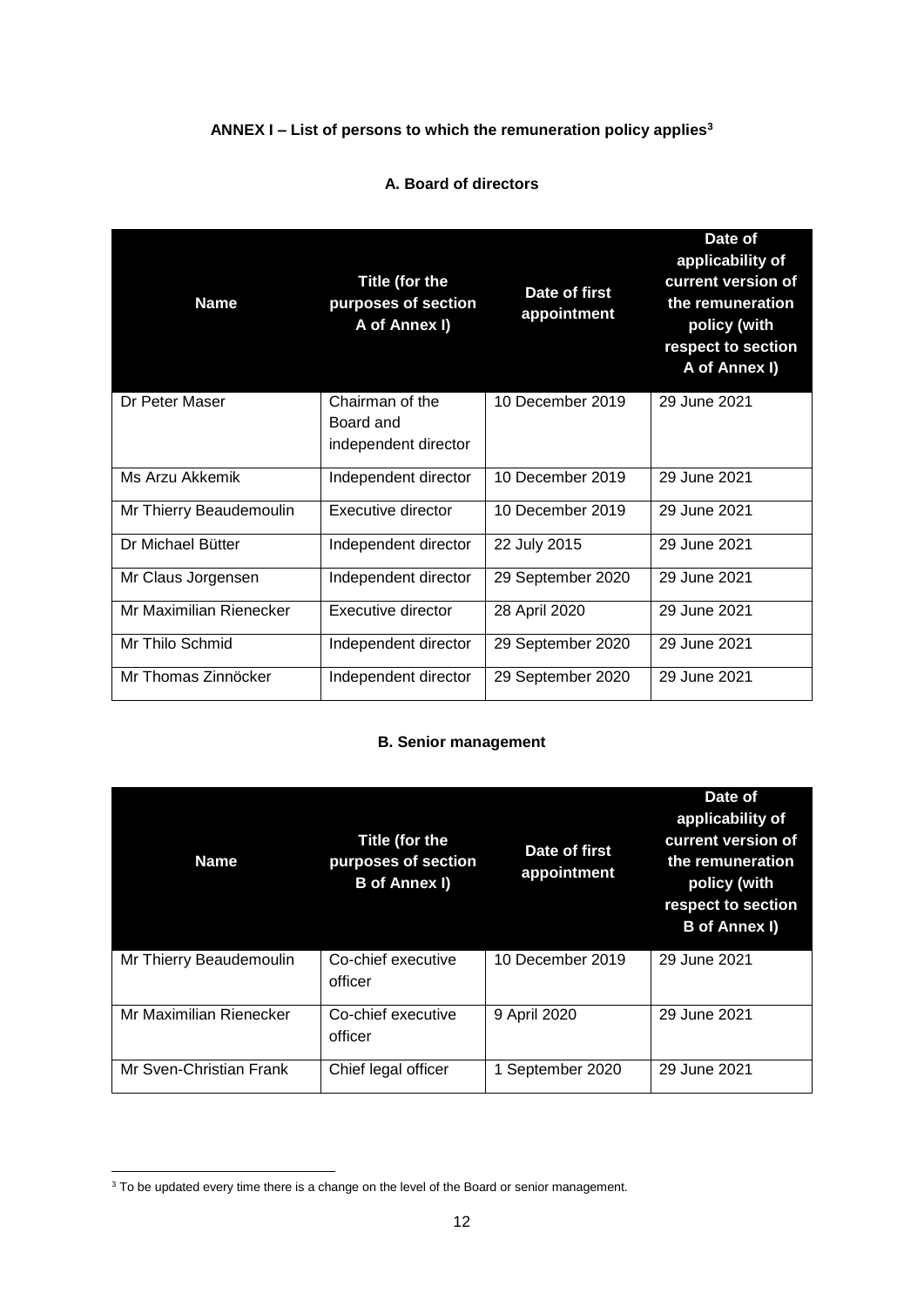# ANNEX I – List of persons to which the remuneration policy applies[3]

## A. Board of directors

| Name | Title (for the purposes of section A of Annex I) | Date of first appointment | Date of applicability of current version of the remuneration policy (with respect to section A of Annex I) |
|---|---|---|---|
| Dr Peter Maser | Chairman of the Board and independent director | 10 December 2019 | 29 June 2021 |
| Ms Arzu Akkemik | Independent director | 10 December 2019 | 29 June 2021 |
| Mr Thierry Beaudemoulin | Executive director | 10 December 2019 | 29 June 2021 |
| Dr Michael Bütter | Independent director | 22 July 2015 | 29 June 2021 |
| Mr Claus Jorgensen | Independent director | 29 September 2020 | 29 June 2021 |
| Mr Maximilian Rienecker | Executive director | 28 April 2020 | 29 June 2021 |
| Mr Thilo Schmid | Independent director | 29 September 2020 | 29 June 2021 |
| Mr Thomas Zinnöcker | Independent director | 29 September 2020 | 29 June 2021 |

## B. Senior management

| Name | Title (for the purposes of section B of Annex I) | Date of first appointment | Date of applicability of current version of the remuneration policy (with respect to section B of Annex I) |
|---|---|---|---|
| Mr Thierry Beaudemoulin | Co-chief executive officer | 10 December 2019 | 29 June 2021 |
| Mr Maximilian Rienecker | Co-chief executive officer | 9 April 2020 | 29 June 2021 |
| Mr Sven-Christian Frank | Chief legal officer | 1 September 2020 | 29 June 2021 |

[3] To be updated every time there is a change on the level of the Board or senior management.